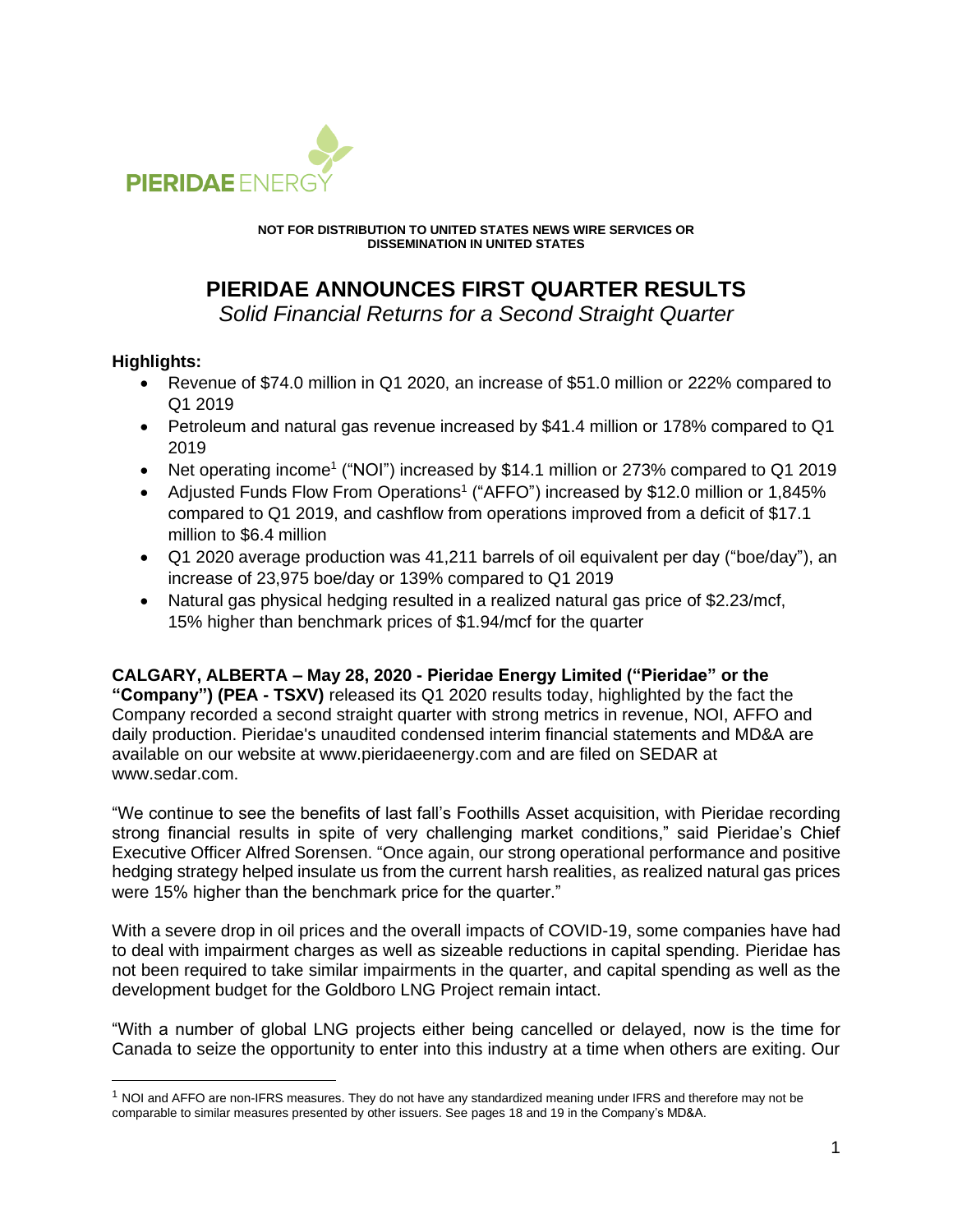**NOT FOR DISTRIBUTION TO UNITED STATES NEWS WIRE SERVICES OR DISSEMINATION IN UNITED STATES**

# PIERIDAE ANNOUNCES FIRST QUARTER RESULTS

*Solid Financial Returns for a Second Straight Quarter*

**Highlights:**

- Revenue of $74.0 million in Q1 2020, an increase of $51.0 million or 222% compared to Q1 2019
- Petroleum and natural gas revenue increased by $41.4 million or 178% compared to Q1 2019
- Net operating income[1] ("NOI") increased by $14.1 million or 273% compared to Q1 2019
- Adjusted Funds Flow From Operations[1] ("AFFO") increased by $12.0 million or 1,845% compared to Q1 2019, and cashflow from operations improved from a deficit of $17.1 million to $6.4 million
- Q1 2020 average production was 41,211 barrels of oil equivalent per day ("boe/day"), an increase of 23,975 boe/day or 139% compared to Q1 2019
- Natural gas physical hedging resulted in a realized natural gas price of $2.23/mcf, 15% higher than benchmark prices of $1.94/mcf for the quarter

**CALGARY, ALBERTA – May 28, 2020 - Pieridae Energy Limited ("Pieridae" or the "Company") (PEA - TSXV)** released its Q1 2020 results today, highlighted by the fact the Company recorded a second straight quarter with strong metrics in revenue, NOI, AFFO and daily production. Pieridae's unaudited condensed interim financial statements and MD&A are available on our website at www.pieridaeenergy.com and are filed on SEDAR at www.sedar.com.

"We continue to see the benefits of last fall's Foothills Asset acquisition, with Pieridae recording strong financial results in spite of very challenging market conditions," said Pieridae's Chief Executive Officer Alfred Sorensen. "Once again, our strong operational performance and positive hedging strategy helped insulate us from the current harsh realities, as realized natural gas prices were 15% higher than the benchmark price for the quarter."

With a severe drop in oil prices and the overall impacts of COVID-19, some companies have had to deal with impairment charges as well as sizeable reductions in capital spending. Pieridae has not been required to take similar impairments in the quarter, and capital spending as well as the development budget for the Goldboro LNG Project remain intact.

"With a number of global LNG projects either being cancelled or delayed, now is the time for Canada to seize the opportunity to enter into this industry at a time when others are exiting. Our

[1] NOI and AFFO are non-IFRS measures. They do not have any standardized meaning under IFRS and therefore may not be comparable to similar measures presented by other issuers. See pages 18 and 19 in the Company's MD&A.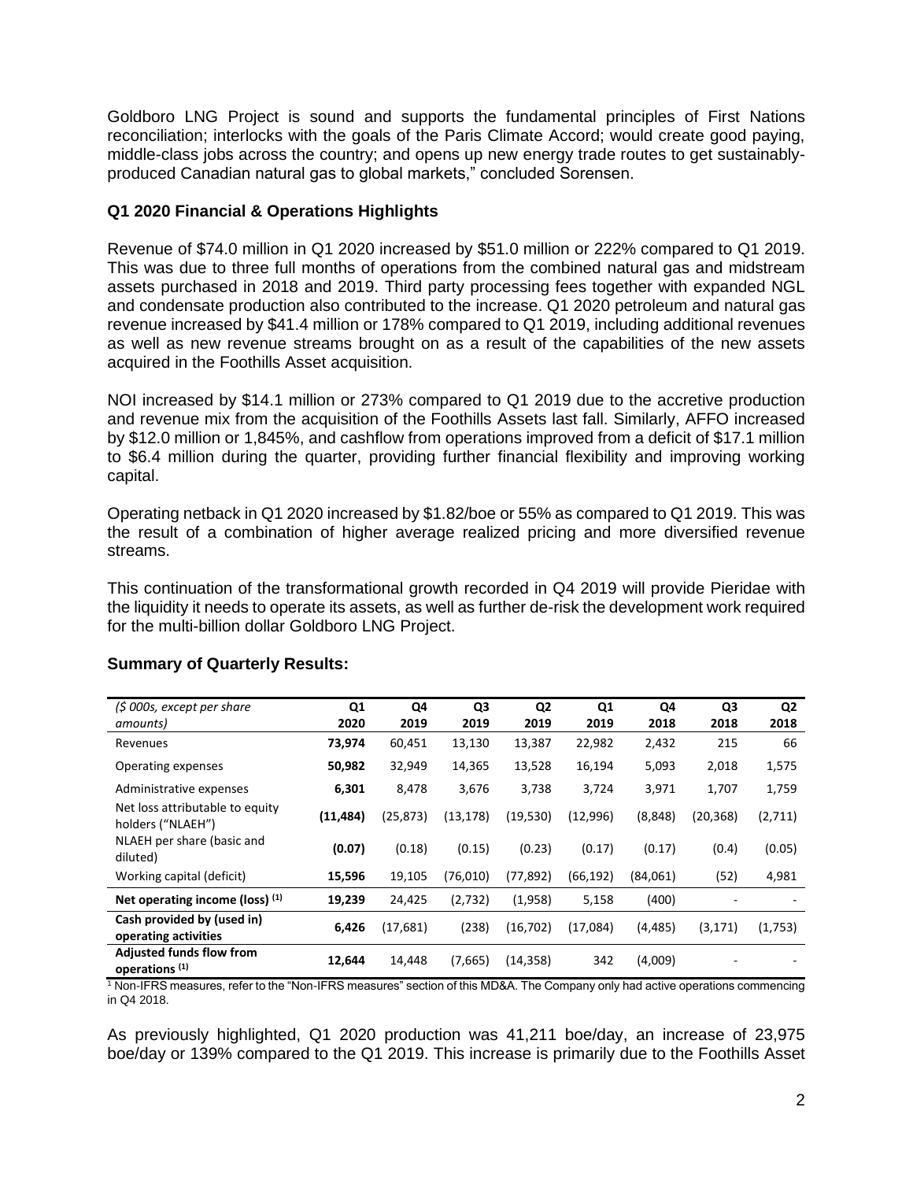Goldboro LNG Project is sound and supports the fundamental principles of First Nations reconciliation; interlocks with the goals of the Paris Climate Accord; would create good paying, middle-class jobs across the country; and opens up new energy trade routes to get sustainably-produced Canadian natural gas to global markets," concluded Sorensen.

**Q1 2020 Financial & Operations Highlights**

Revenue of $74.0 million in Q1 2020 increased by $51.0 million or 222% compared to Q1 2019. This was due to three full months of operations from the combined natural gas and midstream assets purchased in 2018 and 2019. Third party processing fees together with expanded NGL and condensate production also contributed to the increase. Q1 2020 petroleum and natural gas revenue increased by $41.4 million or 178% compared to Q1 2019, including additional revenues as well as new revenue streams brought on as a result of the capabilities of the new assets acquired in the Foothills Asset acquisition.

NOI increased by $14.1 million or 273% compared to Q1 2019 due to the accretive production and revenue mix from the acquisition of the Foothills Assets last fall. Similarly, AFFO increased by $12.0 million or 1,845%, and cashflow from operations improved from a deficit of $17.1 million to $6.4 million during the quarter, providing further financial flexibility and improving working capital.

Operating netback in Q1 2020 increased by $1.82/boe or 55% as compared to Q1 2019. This was the result of a combination of higher average realized pricing and more diversified revenue streams.

This continuation of the transformational growth recorded in Q4 2019 will provide Pieridae with the liquidity it needs to operate its assets, as well as further de-risk the development work required for the multi-billion dollar Goldboro LNG Project.

**Summary of Quarterly Results:**

| *($ 000s, except per share amounts)* | Q1 2020 | Q4 2019 | Q3 2019 | Q2 2019 | Q1 2019 | Q4 2018 | Q3 2018 | Q2 2018 |
|---|---|---|---|---|---|---|---|---|
| Revenues | **73,974** | 60,451 | 13,130 | 13,387 | 22,982 | 2,432 | 215 | 66 |
| Operating expenses | **50,982** | 32,949 | 14,365 | 13,528 | 16,194 | 5,093 | 2,018 | 1,575 |
| Administrative expenses | **6,301** | 8,478 | 3,676 | 3,738 | 3,724 | 3,971 | 1,707 | 1,759 |
| Net loss attributable to equity holders ("NLAEH") | **(11,484)** | (25,873) | (13,178) | (19,530) | (12,996) | (8,848) | (20,368) | (2,711) |
| NLAEH per share (basic and diluted) | **(0.07)** | (0.18) | (0.15) | (0.23) | (0.17) | (0.17) | (0.4) | (0.05) |
| Working capital (deficit) | **15,596** | 19,105 | (76,010) | (77,892) | (66,192) | (84,061) | (52) | 4,981 |
| **Net operating income (loss) [(1)]** | **19,239** | 24,425 | (2,732) | (1,958) | 5,158 | (400) | - | - |
| **Cash provided by (used in) operating activities** | **6,426** | (17,681) | (238) | (16,702) | (17,084) | (4,485) | (3,171) | (1,753) |
| **Adjusted funds flow from operations [(1)]** | **12,644** | 14,448 | (7,665) | (14,358) | 342 | (4,009) | - | - |

[1] Non-IFRS measures, refer to the "Non-IFRS measures" section of this MD&A. The Company only had active operations commencing in Q4 2018.

As previously highlighted, Q1 2020 production was 41,211 boe/day, an increase of 23,975 boe/day or 139% compared to the Q1 2019. This increase is primarily due to the Foothills Asset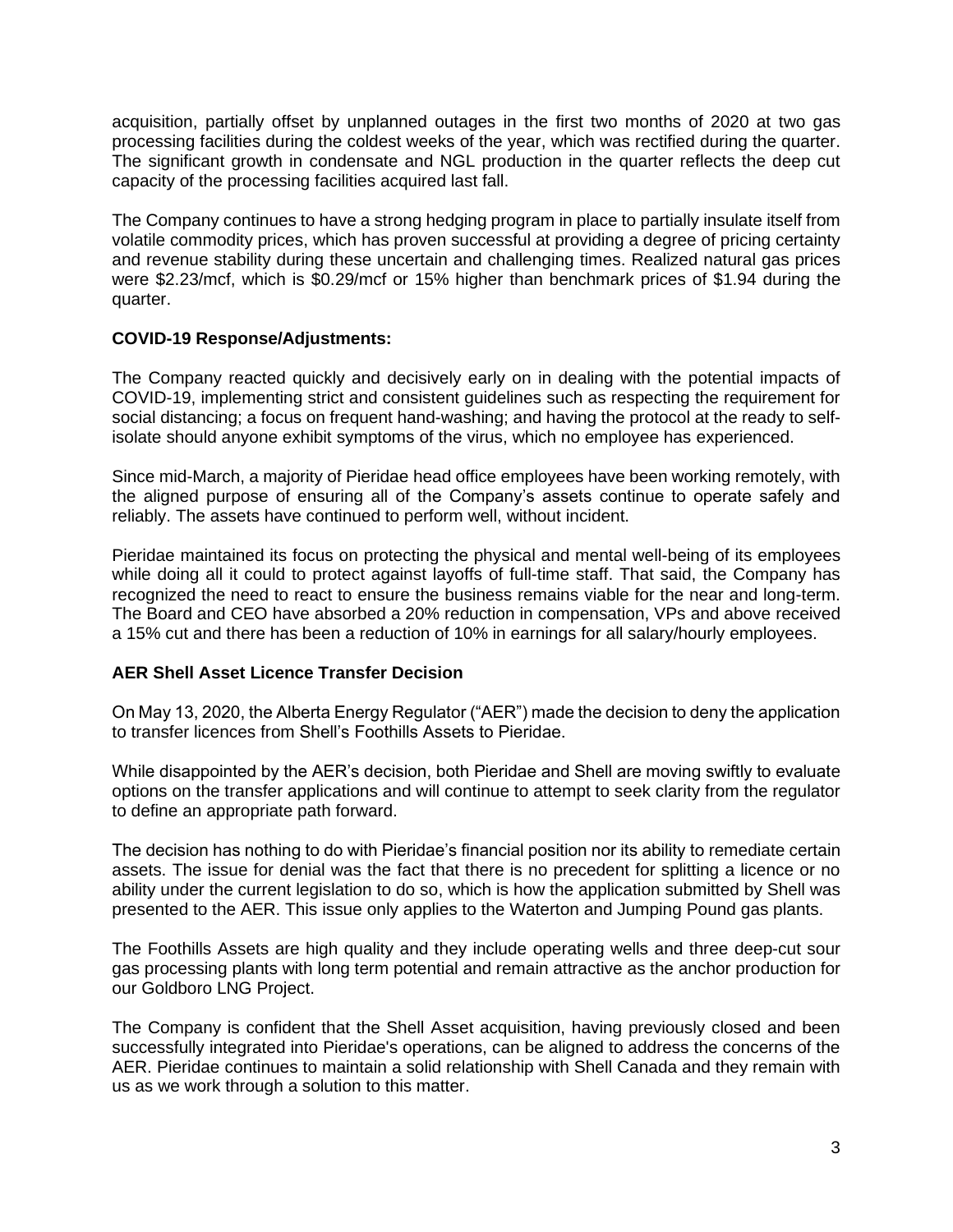acquisition, partially offset by unplanned outages in the first two months of 2020 at two gas processing facilities during the coldest weeks of the year, which was rectified during the quarter. The significant growth in condensate and NGL production in the quarter reflects the deep cut capacity of the processing facilities acquired last fall.

The Company continues to have a strong hedging program in place to partially insulate itself from volatile commodity prices, which has proven successful at providing a degree of pricing certainty and revenue stability during these uncertain and challenging times. Realized natural gas prices were $2.23/mcf, which is $0.29/mcf or 15% higher than benchmark prices of $1.94 during the quarter.

**COVID-19 Response/Adjustments:**

The Company reacted quickly and decisively early on in dealing with the potential impacts of COVID-19, implementing strict and consistent guidelines such as respecting the requirement for social distancing; a focus on frequent hand-washing; and having the protocol at the ready to self-isolate should anyone exhibit symptoms of the virus, which no employee has experienced.

Since mid-March, a majority of Pieridae head office employees have been working remotely, with the aligned purpose of ensuring all of the Company's assets continue to operate safely and reliably. The assets have continued to perform well, without incident.

Pieridae maintained its focus on protecting the physical and mental well-being of its employees while doing all it could to protect against layoffs of full-time staff. That said, the Company has recognized the need to react to ensure the business remains viable for the near and long-term. The Board and CEO have absorbed a 20% reduction in compensation, VPs and above received a 15% cut and there has been a reduction of 10% in earnings for all salary/hourly employees.

**AER Shell Asset Licence Transfer Decision**

On May 13, 2020, the Alberta Energy Regulator ("AER") made the decision to deny the application to transfer licences from Shell's Foothills Assets to Pieridae.

While disappointed by the AER's decision, both Pieridae and Shell are moving swiftly to evaluate options on the transfer applications and will continue to attempt to seek clarity from the regulator to define an appropriate path forward.

The decision has nothing to do with Pieridae's financial position nor its ability to remediate certain assets. The issue for denial was the fact that there is no precedent for splitting a licence or no ability under the current legislation to do so, which is how the application submitted by Shell was presented to the AER. This issue only applies to the Waterton and Jumping Pound gas plants.

The Foothills Assets are high quality and they include operating wells and three deep-cut sour gas processing plants with long term potential and remain attractive as the anchor production for our Goldboro LNG Project.

The Company is confident that the Shell Asset acquisition, having previously closed and been successfully integrated into Pieridae's operations, can be aligned to address the concerns of the AER. Pieridae continues to maintain a solid relationship with Shell Canada and they remain with us as we work through a solution to this matter.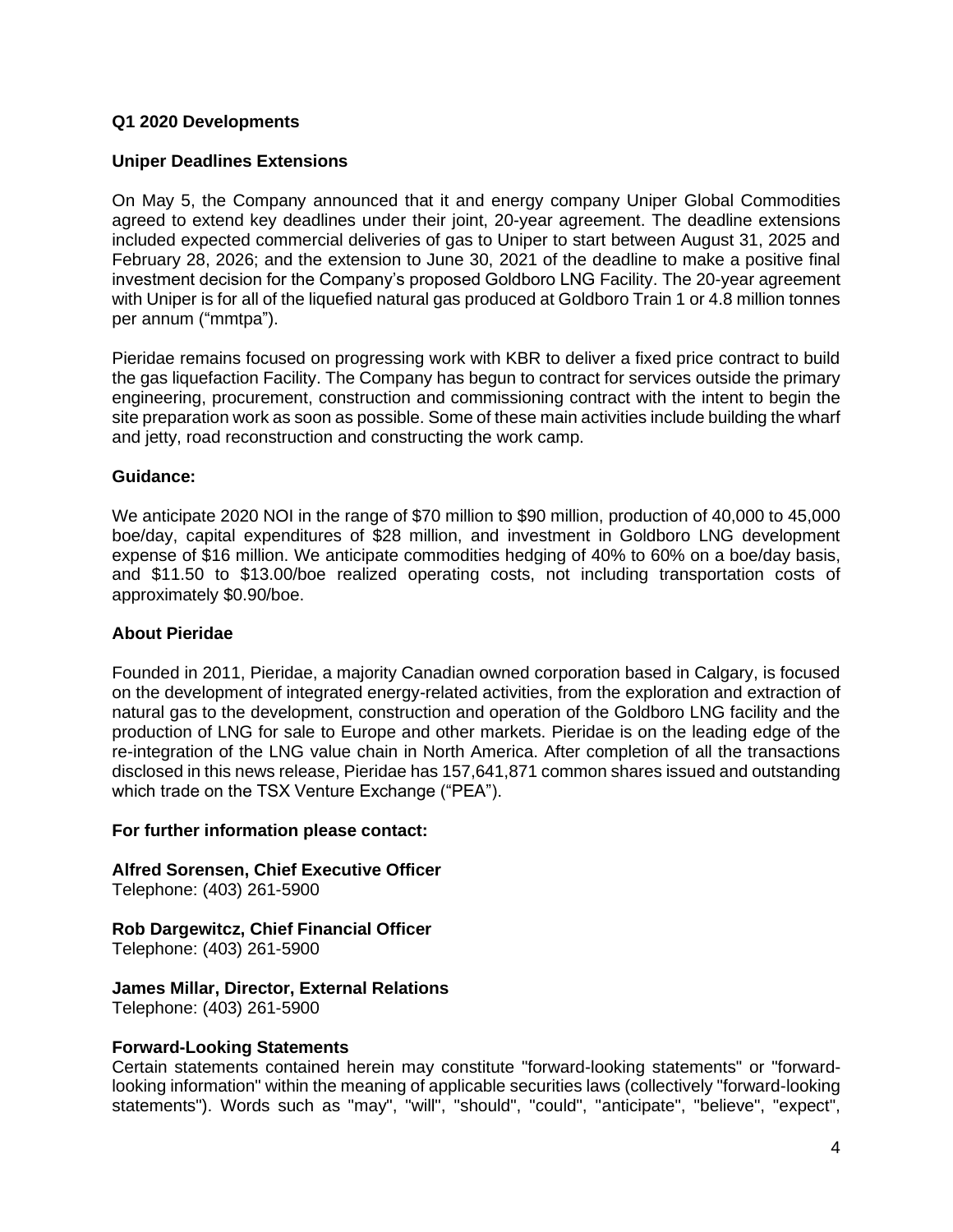### Q1 2020 Developments

### Uniper Deadlines Extensions

On May 5, the Company announced that it and energy company Uniper Global Commodities agreed to extend key deadlines under their joint, 20-year agreement. The deadline extensions included expected commercial deliveries of gas to Uniper to start between August 31, 2025 and February 28, 2026; and the extension to June 30, 2021 of the deadline to make a positive final investment decision for the Company's proposed Goldboro LNG Facility. The 20-year agreement with Uniper is for all of the liquefied natural gas produced at Goldboro Train 1 or 4.8 million tonnes per annum ("mmtpa").

Pieridae remains focused on progressing work with KBR to deliver a fixed price contract to build the gas liquefaction Facility. The Company has begun to contract for services outside the primary engineering, procurement, construction and commissioning contract with the intent to begin the site preparation work as soon as possible. Some of these main activities include building the wharf and jetty, road reconstruction and constructing the work camp.

### Guidance:

We anticipate 2020 NOI in the range of $70 million to $90 million, production of 40,000 to 45,000 boe/day, capital expenditures of $28 million, and investment in Goldboro LNG development expense of $16 million. We anticipate commodities hedging of 40% to 60% on a boe/day basis, and $11.50 to $13.00/boe realized operating costs, not including transportation costs of approximately $0.90/boe.

### About Pieridae

Founded in 2011, Pieridae, a majority Canadian owned corporation based in Calgary, is focused on the development of integrated energy-related activities, from the exploration and extraction of natural gas to the development, construction and operation of the Goldboro LNG facility and the production of LNG for sale to Europe and other markets. Pieridae is on the leading edge of the re-integration of the LNG value chain in North America. After completion of all the transactions disclosed in this news release, Pieridae has 157,641,871 common shares issued and outstanding which trade on the TSX Venture Exchange ("PEA").

**For further information please contact:**

**Alfred Sorensen, Chief Executive Officer**
Telephone: (403) 261-5900

**Rob Dargewitcz, Chief Financial Officer**
Telephone: (403) 261-5900

**James Millar, Director, External Relations**
Telephone: (403) 261-5900

### Forward-Looking Statements

Certain statements contained herein may constitute "forward-looking statements" or "forward-looking information" within the meaning of applicable securities laws (collectively "forward-looking statements"). Words such as "may", "will", "should", "could", "anticipate", "believe", "expect",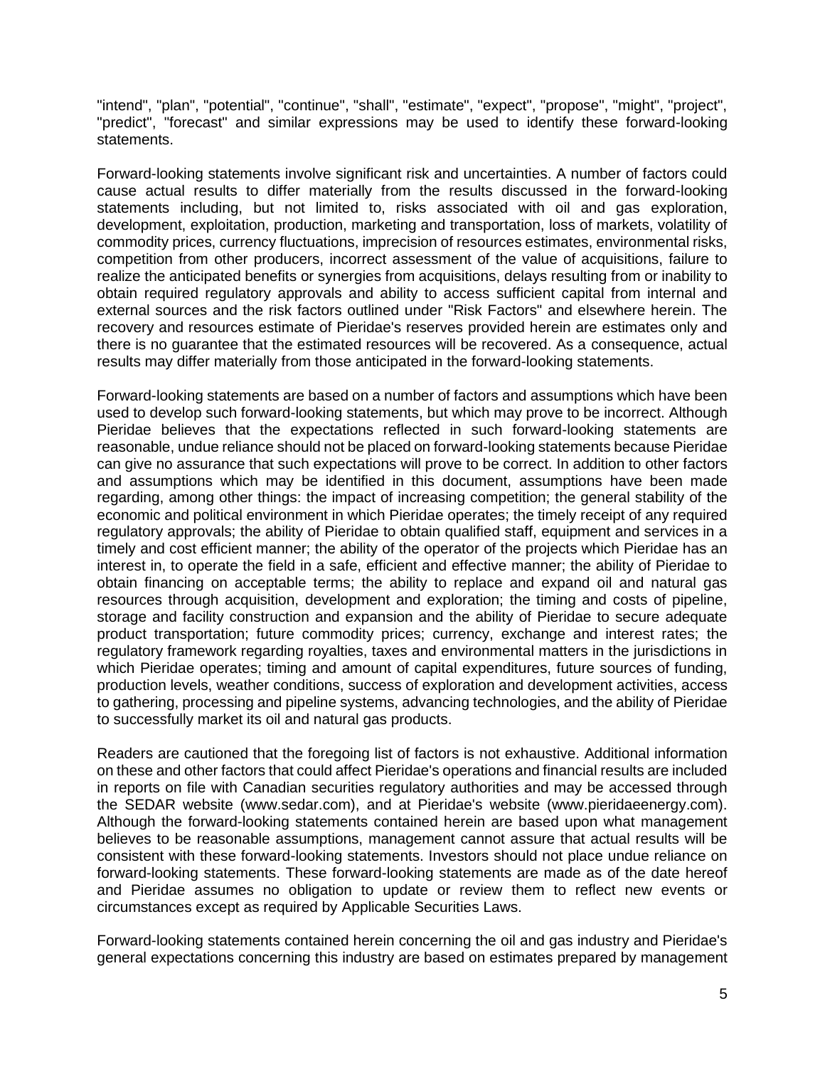"intend", "plan", "potential", "continue", "shall", "estimate", "expect", "propose", "might", "project", "predict", "forecast" and similar expressions may be used to identify these forward-looking statements.

Forward-looking statements involve significant risk and uncertainties. A number of factors could cause actual results to differ materially from the results discussed in the forward-looking statements including, but not limited to, risks associated with oil and gas exploration, development, exploitation, production, marketing and transportation, loss of markets, volatility of commodity prices, currency fluctuations, imprecision of resources estimates, environmental risks, competition from other producers, incorrect assessment of the value of acquisitions, failure to realize the anticipated benefits or synergies from acquisitions, delays resulting from or inability to obtain required regulatory approvals and ability to access sufficient capital from internal and external sources and the risk factors outlined under "Risk Factors" and elsewhere herein. The recovery and resources estimate of Pieridae's reserves provided herein are estimates only and there is no guarantee that the estimated resources will be recovered. As a consequence, actual results may differ materially from those anticipated in the forward-looking statements.

Forward-looking statements are based on a number of factors and assumptions which have been used to develop such forward-looking statements, but which may prove to be incorrect. Although Pieridae believes that the expectations reflected in such forward-looking statements are reasonable, undue reliance should not be placed on forward-looking statements because Pieridae can give no assurance that such expectations will prove to be correct. In addition to other factors and assumptions which may be identified in this document, assumptions have been made regarding, among other things: the impact of increasing competition; the general stability of the economic and political environment in which Pieridae operates; the timely receipt of any required regulatory approvals; the ability of Pieridae to obtain qualified staff, equipment and services in a timely and cost efficient manner; the ability of the operator of the projects which Pieridae has an interest in, to operate the field in a safe, efficient and effective manner; the ability of Pieridae to obtain financing on acceptable terms; the ability to replace and expand oil and natural gas resources through acquisition, development and exploration; the timing and costs of pipeline, storage and facility construction and expansion and the ability of Pieridae to secure adequate product transportation; future commodity prices; currency, exchange and interest rates; the regulatory framework regarding royalties, taxes and environmental matters in the jurisdictions in which Pieridae operates; timing and amount of capital expenditures, future sources of funding, production levels, weather conditions, success of exploration and development activities, access to gathering, processing and pipeline systems, advancing technologies, and the ability of Pieridae to successfully market its oil and natural gas products.

Readers are cautioned that the foregoing list of factors is not exhaustive. Additional information on these and other factors that could affect Pieridae's operations and financial results are included in reports on file with Canadian securities regulatory authorities and may be accessed through the SEDAR website (www.sedar.com), and at Pieridae's website (www.pieridaeenergy.com). Although the forward-looking statements contained herein are based upon what management believes to be reasonable assumptions, management cannot assure that actual results will be consistent with these forward-looking statements. Investors should not place undue reliance on forward-looking statements. These forward-looking statements are made as of the date hereof and Pieridae assumes no obligation to update or review them to reflect new events or circumstances except as required by Applicable Securities Laws.

Forward-looking statements contained herein concerning the oil and gas industry and Pieridae's general expectations concerning this industry are based on estimates prepared by management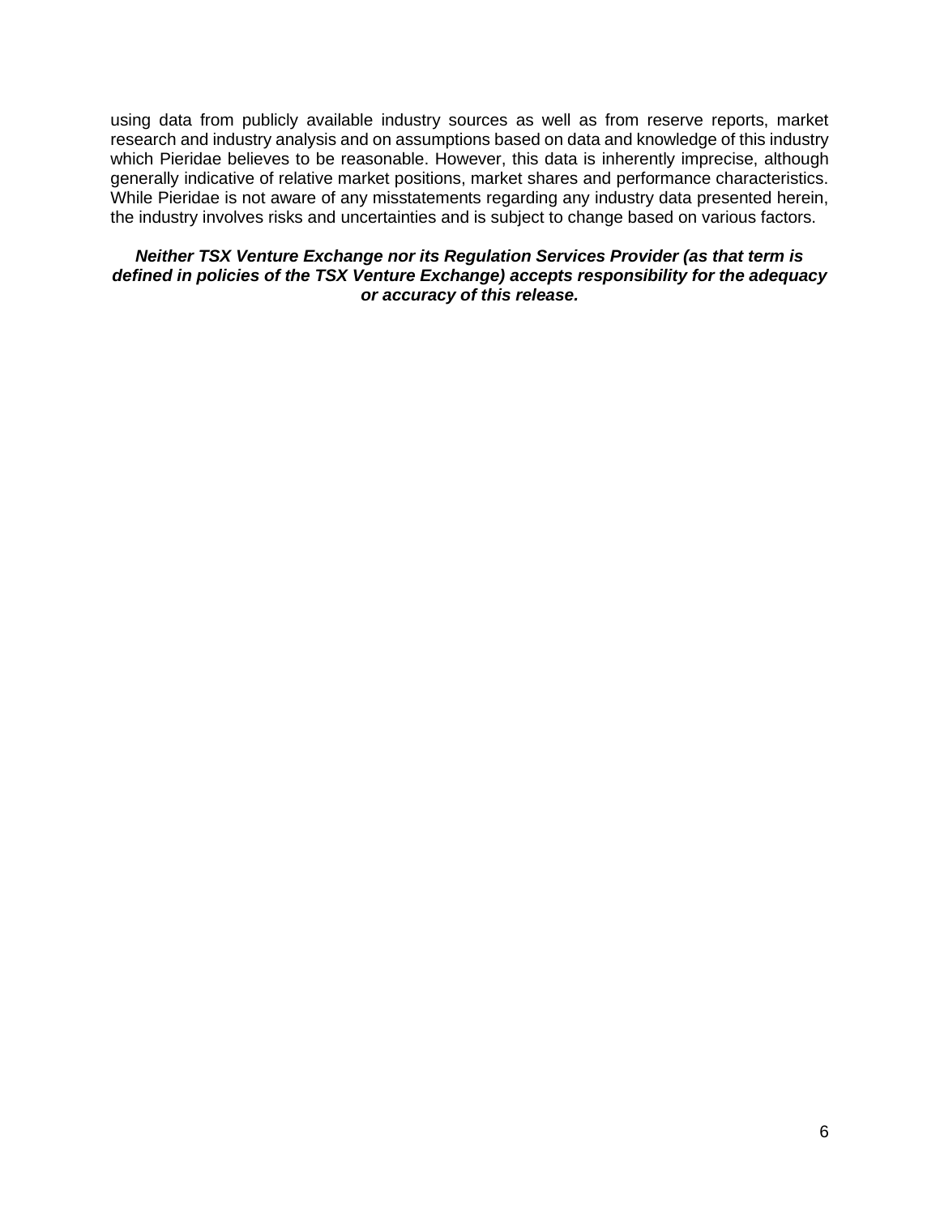using data from publicly available industry sources as well as from reserve reports, market research and industry analysis and on assumptions based on data and knowledge of this industry which Pieridae believes to be reasonable. However, this data is inherently imprecise, although generally indicative of relative market positions, market shares and performance characteristics. While Pieridae is not aware of any misstatements regarding any industry data presented herein, the industry involves risks and uncertainties and is subject to change based on various factors.

***Neither TSX Venture Exchange nor its Regulation Services Provider (as that term is defined in policies of the TSX Venture Exchange) accepts responsibility for the adequacy or accuracy of this release.***